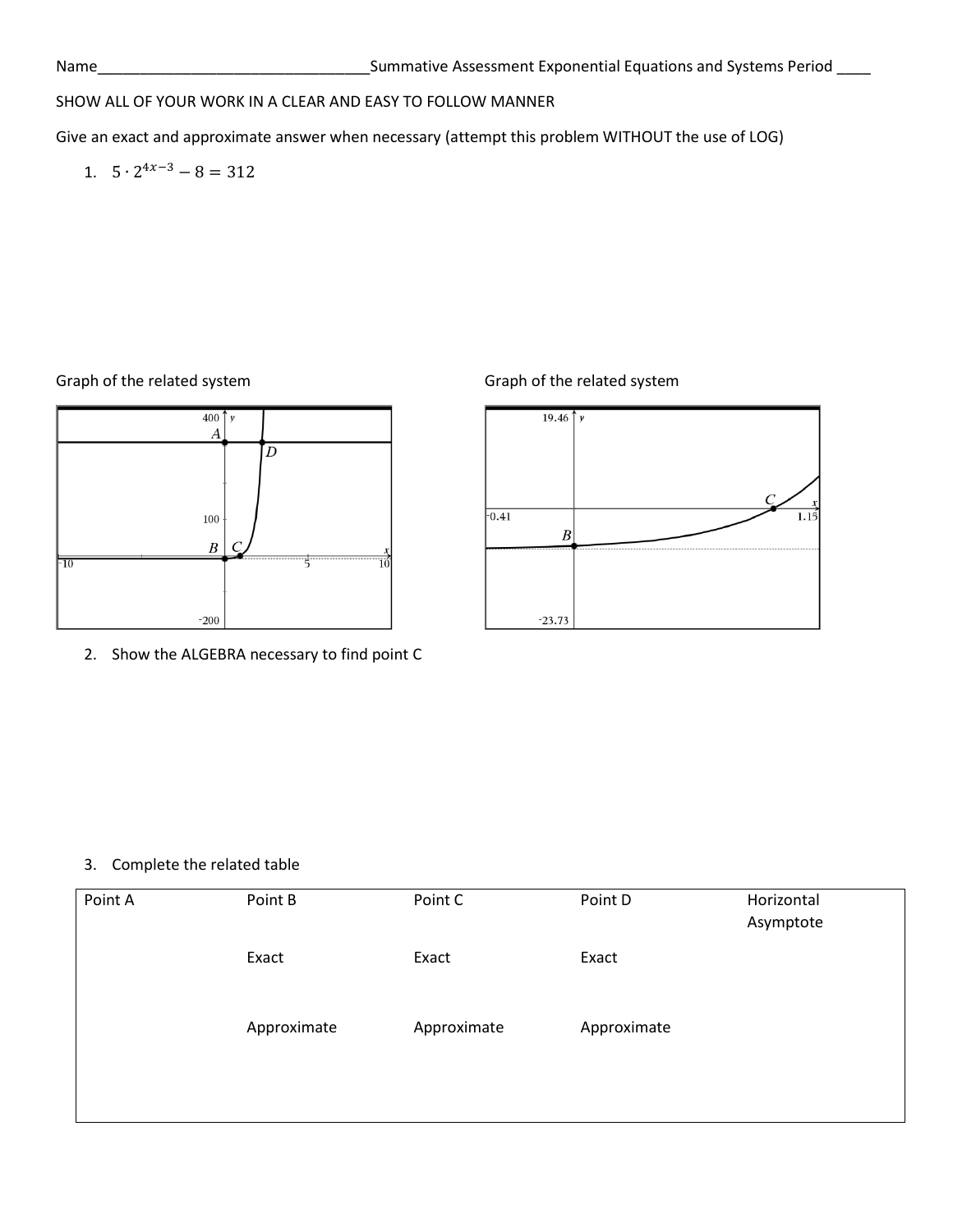Name________________________________Summative Assessment Exponential Equations and Systems Period ____

SHOW ALL OF YOUR WORK IN A CLEAR AND EASY TO FOLLOW MANNER

Give an exact and approximate answer when necessary (attempt this problem WITHOUT the use of LOG)

1. $5 \cdot 2^{4x-3} - 8 = 312$

Graph of the related system

Graph of the related system

2. Show the ALGEBRA necessary to find point C

3. Complete the related table

| Point A | Point B | Point C | Point D | Horizontal Asymptote |
| --- | --- | --- | --- | --- |
| | Exact | Exact | Exact | |
| | Approximate | Approximate | Approximate | |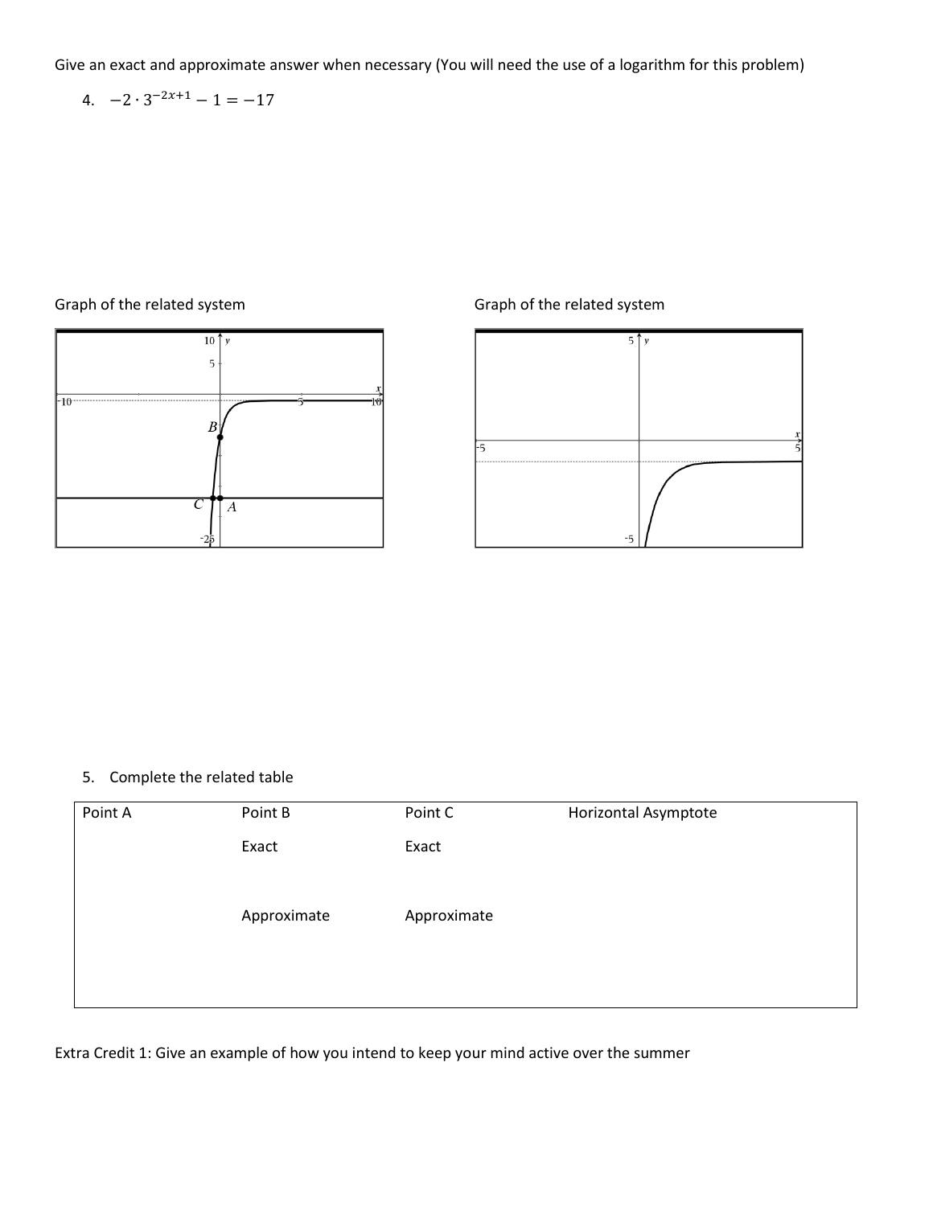Give an exact and approximate answer when necessary (You will need the use of a logarithm for this problem)

4. $-2 \cdot 3^{-2x+1} - 1 = -17$

Graph of the related system

Graph of the related system

5. Complete the related table

| Point A | Point B | Point C | Horizontal Asymptote |
|---|---|---|---|
| | Exact | Exact | |
| | Approximate | Approximate | |

Extra Credit 1: Give an example of how you intend to keep your mind active over the summer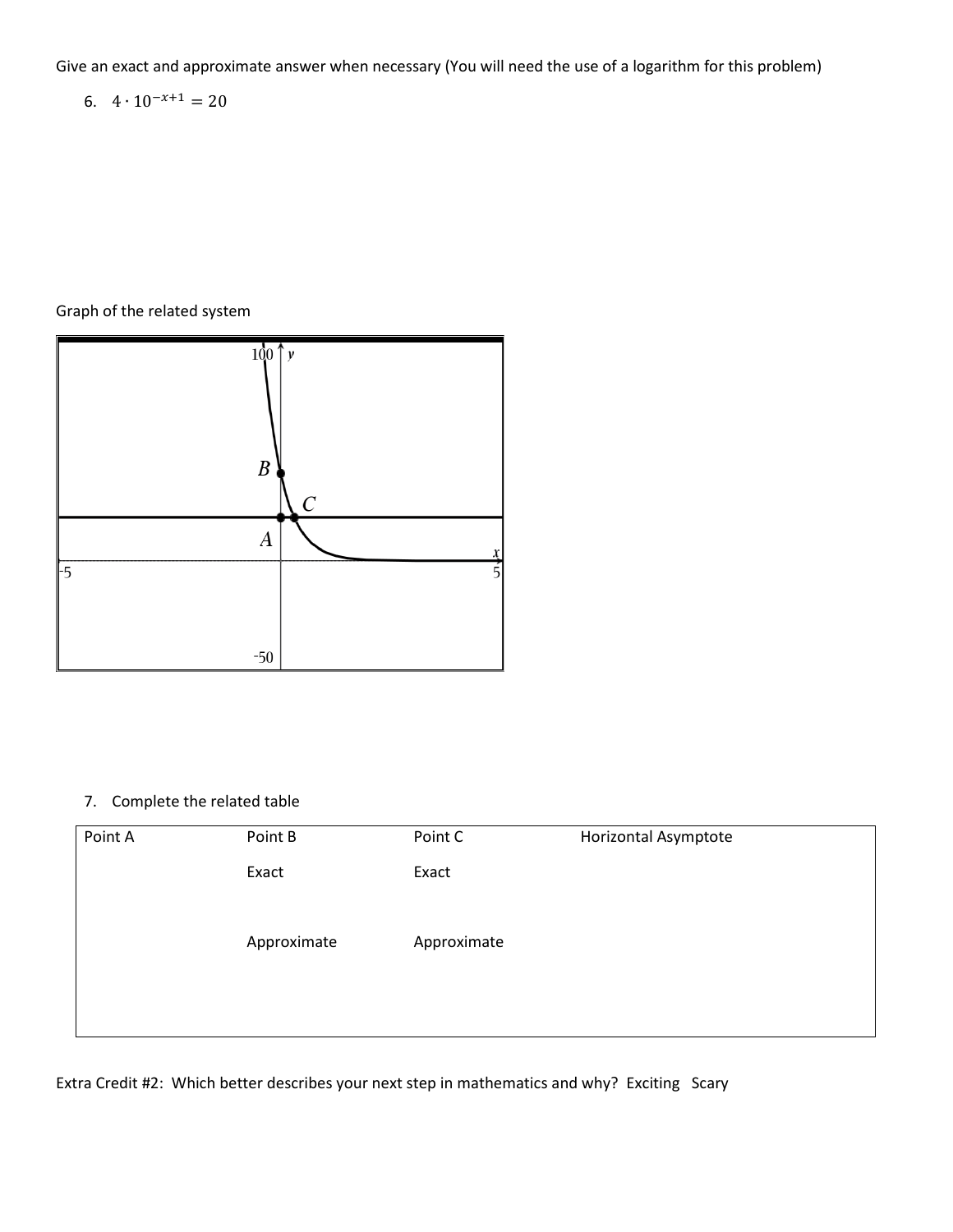Give an exact and approximate answer when necessary (You will need the use of a logarithm for this problem)

6. $4 \cdot 10^{-x+1} = 20$

Graph of the related system

7. Complete the related table

| Point A | Point B | Point C | Horizontal Asymptote |
|---|---|---|---|
| | Exact | Exact | |
| | Approximate | Approximate | |

Extra Credit #2: Which better describes your next step in mathematics and why? Exciting Scary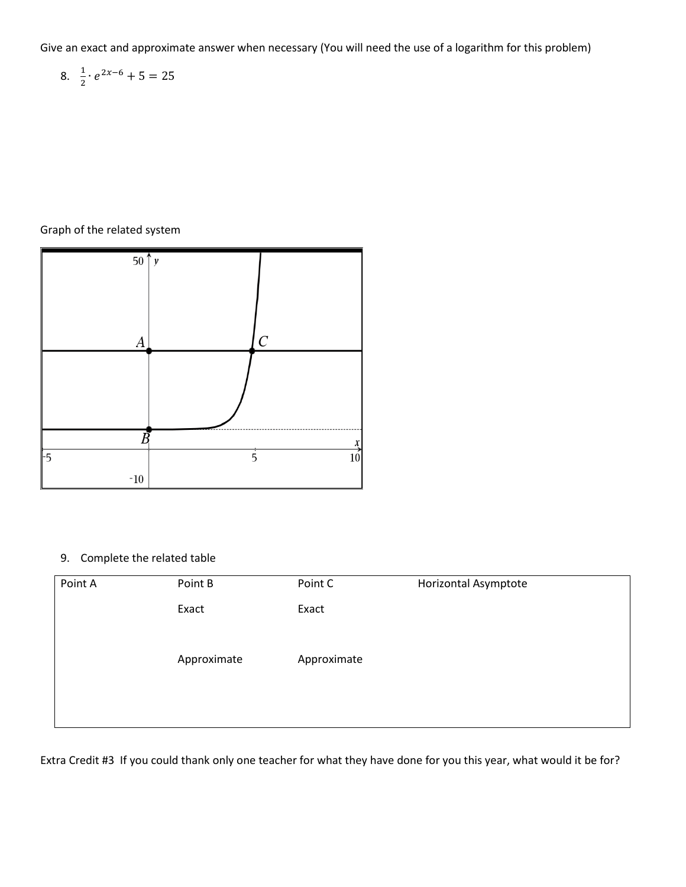Give an exact and approximate answer when necessary (You will need the use of a logarithm for this problem)

8. $\frac{1}{2} \cdot e^{2x-6} + 5 = 25$

Graph of the related system

9. Complete the related table

| Point A | Point B | Point C | Horizontal Asymptote |
|---|---|---|---|
| | Exact | Exact | |
| | Approximate | Approximate | |

Extra Credit #3 If you could thank only one teacher for what they have done for you this year, what would it be for?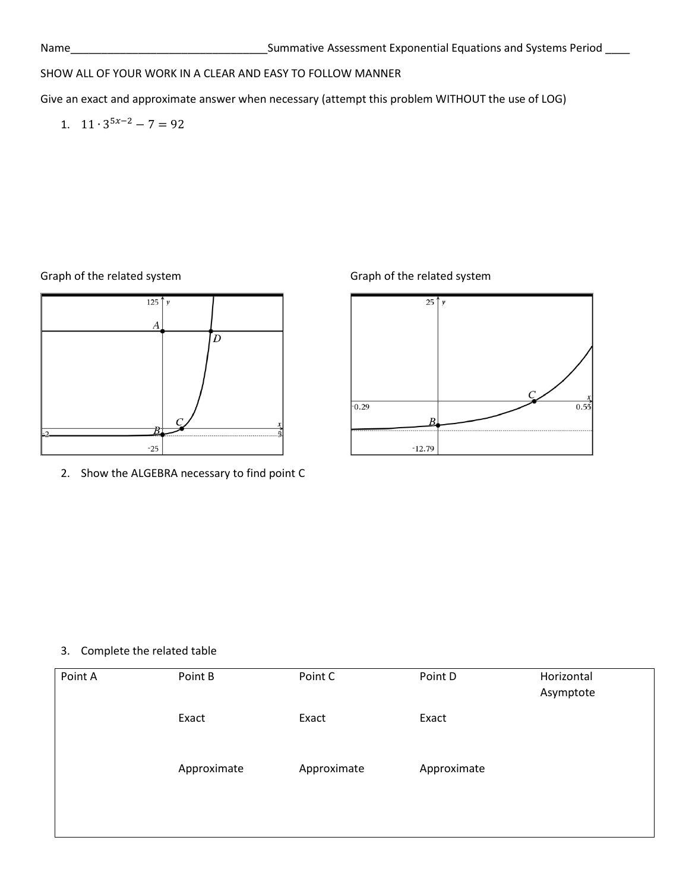Name________________________________Summative Assessment Exponential Equations and Systems Period ____

SHOW ALL OF YOUR WORK IN A CLEAR AND EASY TO FOLLOW MANNER

Give an exact and approximate answer when necessary (attempt this problem WITHOUT the use of LOG)

1. $11 \cdot 3^{5x-2} - 7 = 92$

Graph of the related system

Graph of the related system

2. Show the ALGEBRA necessary to find point C

3. Complete the related table

| Point A | Point B | Point C | Point D | Horizontal Asymptote |
|---|---|---|---|---|
| | Exact | Exact | Exact | |
| | Approximate | Approximate | Approximate | |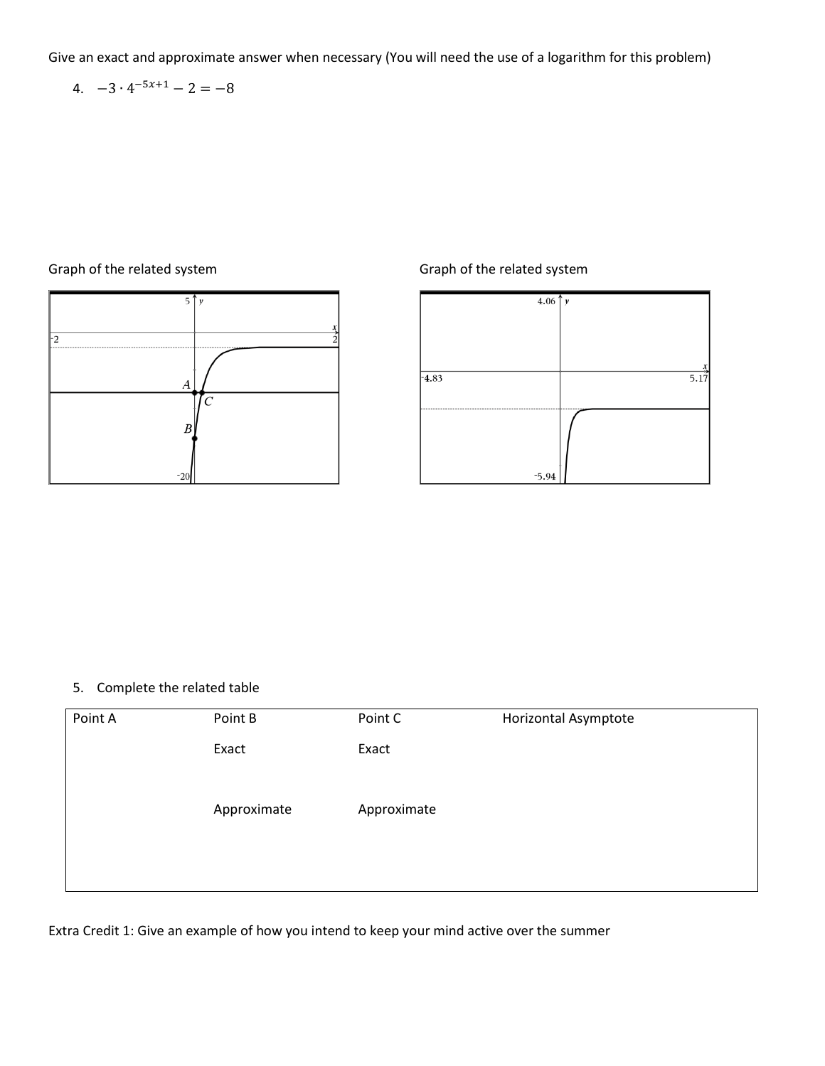Give an exact and approximate answer when necessary (You will need the use of a logarithm for this problem)

4. $-3 \cdot 4^{-5x+1} - 2 = -8$

Graph of the related system

Graph of the related system

5. Complete the related table

| Point A | Point B | Point C | Horizontal Asymptote |
|---|---|---|---|
| | Exact | Exact | |
| | Approximate | Approximate | |

Extra Credit 1: Give an example of how you intend to keep your mind active over the summer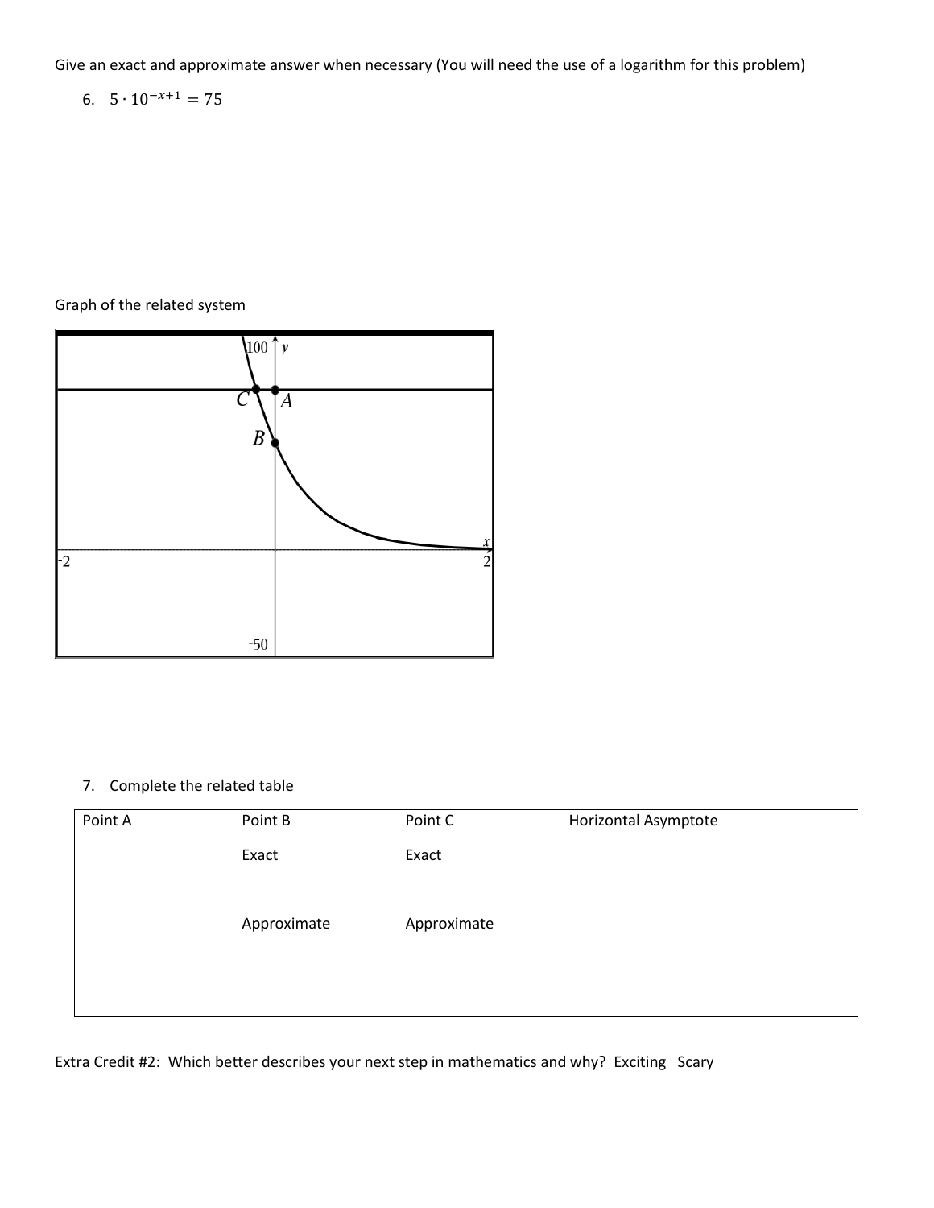Give an exact and approximate answer when necessary (You will need the use of a logarithm for this problem)

6. $5 \cdot 10^{-x+1} = 75$

Graph of the related system

7. Complete the related table

| Point A | Point B | Point C | Horizontal Asymptote |
|---|---|---|---|
| | Exact | Exact | |
| | Approximate | Approximate | |

Extra Credit #2: Which better describes your next step in mathematics and why? Exciting Scary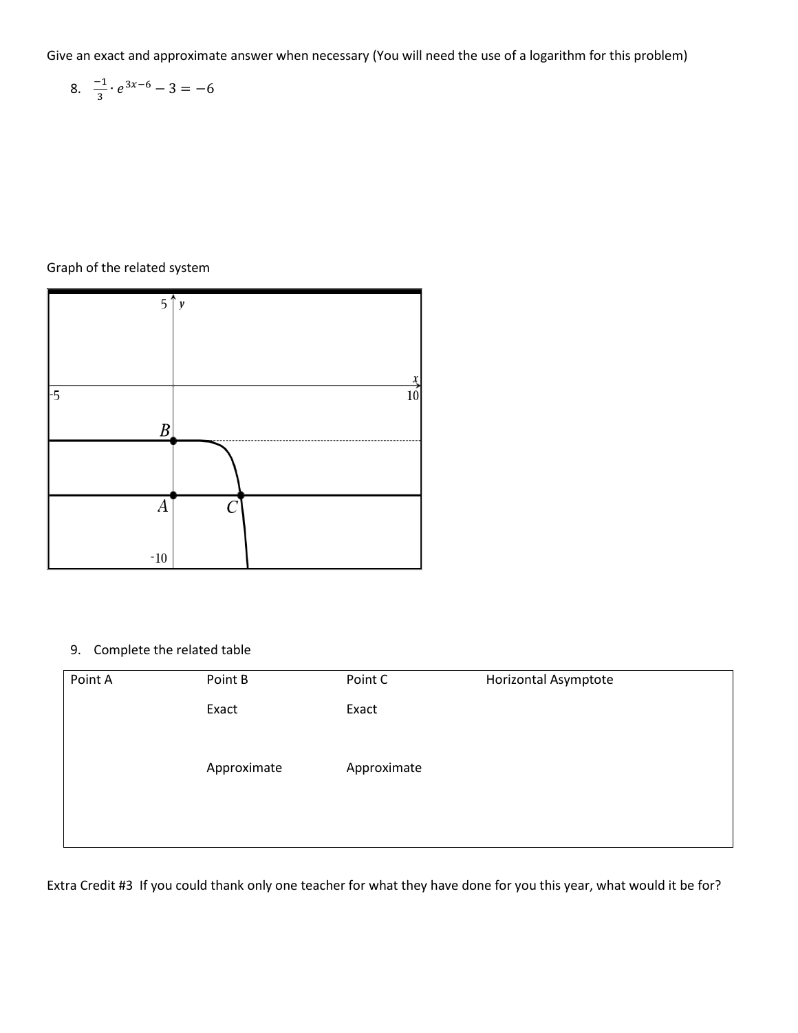Give an exact and approximate answer when necessary (You will need the use of a logarithm for this problem)

8. $\frac{-1}{3} \cdot e^{3x-6} - 3 = -6$

Graph of the related system

5
y
x
-5
10
B
A
C
-10

9. Complete the related table

| Point A | Point B | Point C | Horizontal Asymptote |
|---|---|---|---|
| | Exact | Exact | |
| | Approximate | Approximate | |

Extra Credit #3 If you could thank only one teacher for what they have done for you this year, what would it be for?